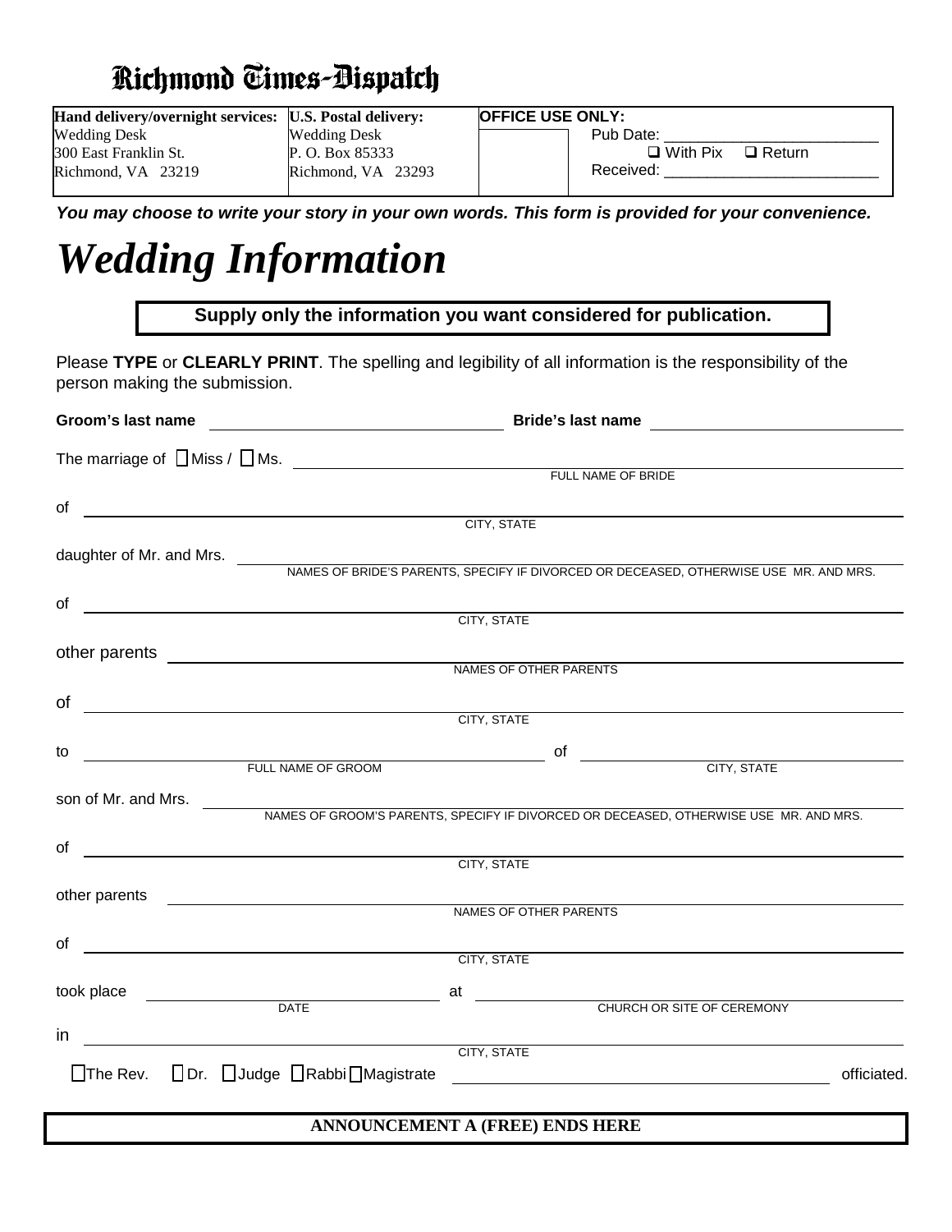# Richmond Times-Dispatch

| Hand delivery/overnight services: | U.S. Postal delivery: | OFFICE USE ONLY: |
|---|---|---|
| Wedding Desk<br>300 East Franklin St.<br>Richmond, VA 23219 | Wedding Desk<br>P. O. Box 85333<br>Richmond, VA 23293 | Pub Date: \_\_\_\_\_\_\_\_\_\_<br>❑ With Pix ❑ Return<br>Received: \_\_\_\_\_\_\_\_\_\_ |

***You may choose to write your story in your own words. This form is provided for your convenience.***

# *Wedding Information*

**Supply only the information you want considered for publication.**

Please **TYPE** or **CLEARLY PRINT**. The spelling and legibility of all information is the responsibility of the person making the submission.

**Groom's last name** \_\_\_\_\_\_\_\_\_\_\_\_\_\_\_\_\_\_\_\_ **Bride's last name** \_\_\_\_\_\_\_\_\_\_\_\_\_\_\_\_\_\_\_\_

The marriage of ☐ Miss / ☐ Ms. \_\_\_\_\_\_\_\_\_\_\_\_\_\_\_\_\_\_\_\_
FULL NAME OF BRIDE

of \_\_\_\_\_\_\_\_\_\_\_\_\_\_\_\_\_\_\_\_
CITY, STATE

daughter of Mr. and Mrs. \_\_\_\_\_\_\_\_\_\_\_\_\_\_\_\_\_\_\_\_
NAMES OF BRIDE'S PARENTS, SPECIFY IF DIVORCED OR DECEASED, OTHERWISE USE MR. AND MRS.

of \_\_\_\_\_\_\_\_\_\_\_\_\_\_\_\_\_\_\_\_
CITY, STATE

other parents \_\_\_\_\_\_\_\_\_\_\_\_\_\_\_\_\_\_\_\_
NAMES OF OTHER PARENTS

of \_\_\_\_\_\_\_\_\_\_\_\_\_\_\_\_\_\_\_\_
CITY, STATE

to \_\_\_\_\_\_\_\_\_\_\_\_\_\_\_\_\_\_\_\_ of \_\_\_\_\_\_\_\_\_\_\_\_\_\_\_\_\_\_\_\_
FULL NAME OF GROOM CITY, STATE

son of Mr. and Mrs. \_\_\_\_\_\_\_\_\_\_\_\_\_\_\_\_\_\_\_\_
NAMES OF GROOM'S PARENTS, SPECIFY IF DIVORCED OR DECEASED, OTHERWISE USE MR. AND MRS.

of \_\_\_\_\_\_\_\_\_\_\_\_\_\_\_\_\_\_\_\_
CITY, STATE

other parents \_\_\_\_\_\_\_\_\_\_\_\_\_\_\_\_\_\_\_\_
NAMES OF OTHER PARENTS

of \_\_\_\_\_\_\_\_\_\_\_\_\_\_\_\_\_\_\_\_
CITY, STATE

took place \_\_\_\_\_\_\_\_\_\_\_\_\_\_\_\_\_\_\_\_ at \_\_\_\_\_\_\_\_\_\_\_\_\_\_\_\_\_\_\_\_
DATE CHURCH OR SITE OF CEREMONY

in \_\_\_\_\_\_\_\_\_\_\_\_\_\_\_\_\_\_\_\_
CITY, STATE

☐ The Rev. ☐ Dr. ☐ Judge ☐ Rabbi ☐ Magistrate \_\_\_\_\_\_\_\_\_\_\_\_\_\_\_\_\_\_\_\_ officiated.

**ANNOUNCEMENT A (FREE) ENDS HERE**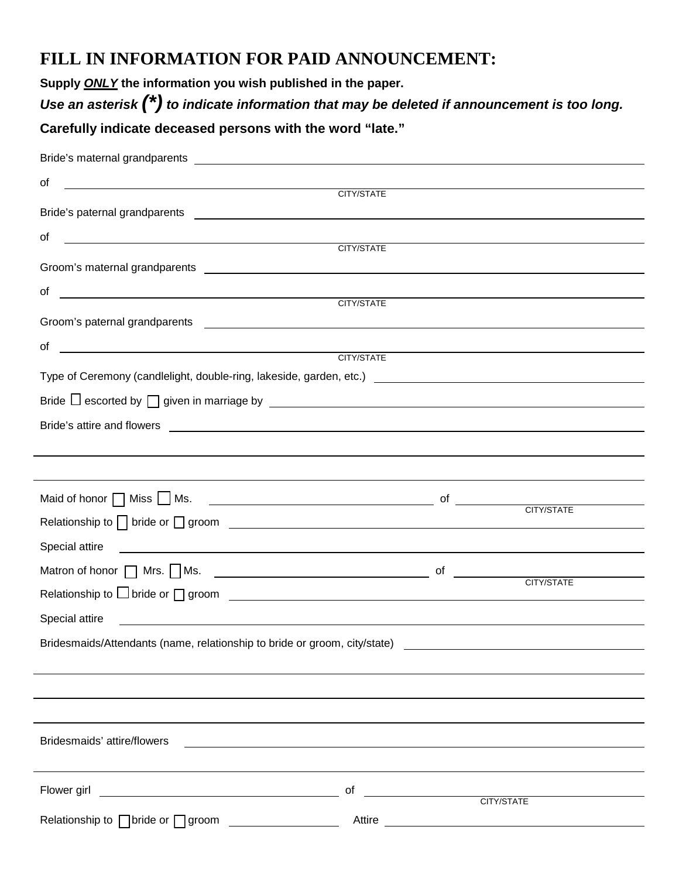# FILL IN INFORMATION FOR PAID ANNOUNCEMENT:

**Supply *ONLY* the information you wish published in the paper.**

***Use an asterisk (*) to indicate information that may be deleted if announcement is too long.***

**Carefully indicate deceased persons with the word "late."**

Bride's maternal grandparents \_\_\_\_\_\_\_\_\_\_\_\_\_\_\_\_\_\_\_\_

of \_\_\_\_\_\_\_\_\_\_\_\_\_\_\_\_\_\_\_\_ CITY/STATE

Bride's paternal grandparents \_\_\_\_\_\_\_\_\_\_\_\_\_\_\_\_\_\_\_\_

of \_\_\_\_\_\_\_\_\_\_\_\_\_\_\_\_\_\_\_\_ CITY/STATE

Groom's maternal grandparents \_\_\_\_\_\_\_\_\_\_\_\_\_\_\_\_\_\_\_\_

of \_\_\_\_\_\_\_\_\_\_\_\_\_\_\_\_\_\_\_\_ CITY/STATE

Groom's paternal grandparents \_\_\_\_\_\_\_\_\_\_\_\_\_\_\_\_\_\_\_\_

of \_\_\_\_\_\_\_\_\_\_\_\_\_\_\_\_\_\_\_\_ CITY/STATE

Type of Ceremony (candlelight, double-ring, lakeside, garden, etc.) \_\_\_\_\_\_\_\_\_\_\_\_\_\_\_\_\_\_\_\_

Bride ☐ escorted by ☐ given in marriage by \_\_\_\_\_\_\_\_\_\_\_\_\_\_\_\_\_\_\_\_

Bride's attire and flowers \_\_\_\_\_\_\_\_\_\_\_\_\_\_\_\_\_\_\_\_

\_\_\_\_\_\_\_\_\_\_\_\_\_\_\_\_\_\_\_\_

\_\_\_\_\_\_\_\_\_\_\_\_\_\_\_\_\_\_\_\_

Maid of honor ☐ Miss ☐ Ms. \_\_\_\_\_\_\_\_\_\_\_\_\_\_\_\_\_\_\_\_ of \_\_\_\_\_\_\_\_\_\_\_\_\_\_\_\_\_\_\_\_ CITY/STATE

Relationship to ☐ bride or ☐ groom \_\_\_\_\_\_\_\_\_\_\_\_\_\_\_\_\_\_\_\_

Special attire \_\_\_\_\_\_\_\_\_\_\_\_\_\_\_\_\_\_\_\_

Matron of honor ☐ Mrs. ☐ Ms. \_\_\_\_\_\_\_\_\_\_\_\_\_\_\_\_\_\_\_\_ of \_\_\_\_\_\_\_\_\_\_\_\_\_\_\_\_\_\_\_\_ CITY/STATE

Relationship to ☐ bride or ☐ groom \_\_\_\_\_\_\_\_\_\_\_\_\_\_\_\_\_\_\_\_

Special attire \_\_\_\_\_\_\_\_\_\_\_\_\_\_\_\_\_\_\_\_

Bridesmaids/Attendants (name, relationship to bride or groom, city/state) \_\_\_\_\_\_\_\_\_\_\_\_\_\_\_\_\_\_\_\_

\_\_\_\_\_\_\_\_\_\_\_\_\_\_\_\_\_\_\_\_

\_\_\_\_\_\_\_\_\_\_\_\_\_\_\_\_\_\_\_\_

\_\_\_\_\_\_\_\_\_\_\_\_\_\_\_\_\_\_\_\_

Bridesmaids' attire/flowers \_\_\_\_\_\_\_\_\_\_\_\_\_\_\_\_\_\_\_\_

\_\_\_\_\_\_\_\_\_\_\_\_\_\_\_\_\_\_\_\_

Flower girl \_\_\_\_\_\_\_\_\_\_\_\_\_\_\_\_\_\_\_\_ of \_\_\_\_\_\_\_\_\_\_\_\_\_\_\_\_\_\_\_\_ CITY/STATE

Relationship to ☐ bride or ☐ groom \_\_\_\_\_\_\_\_\_\_ Attire \_\_\_\_\_\_\_\_\_\_\_\_\_\_\_\_\_\_\_\_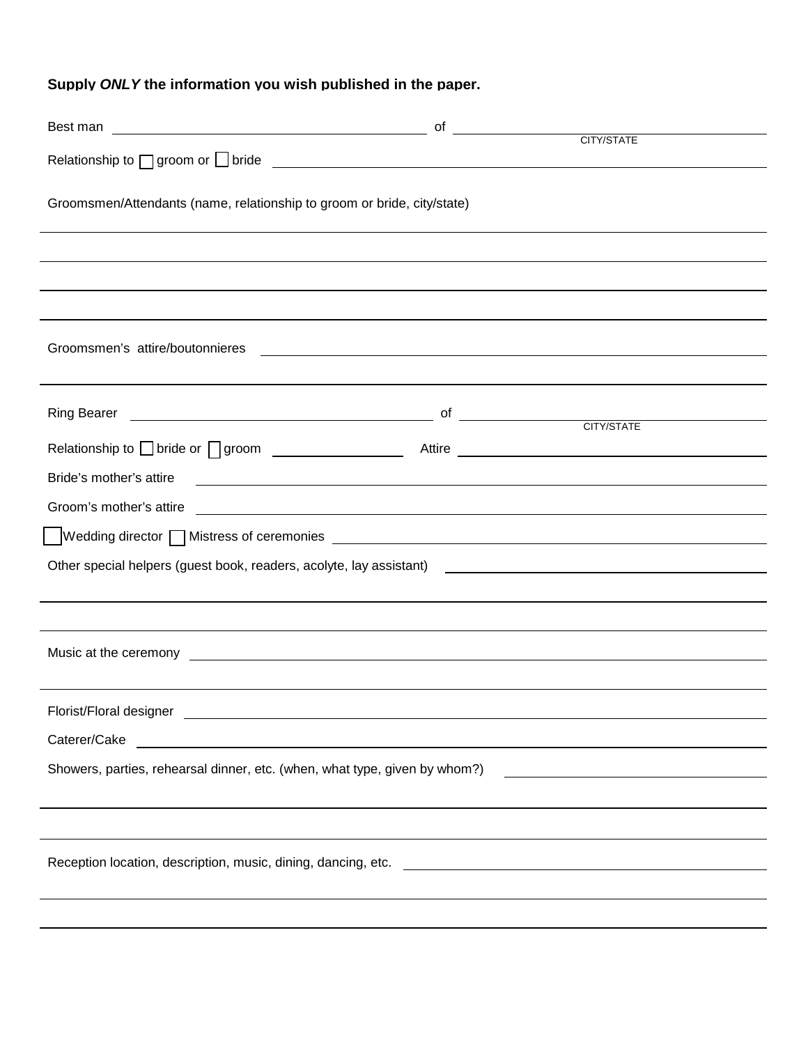**Supply *ONLY* the information you wish published in the paper.**

Best man ______________________________ of ______________________________
CITY/STATE

Relationship to ☐ groom or ☐ bride ______________________________

Groomsmen/Attendants (name, relationship to groom or bride, city/state)

______________________________

______________________________

______________________________

______________________________

Groomsmen's attire/boutonnieres ______________________________

______________________________

Ring Bearer ______________________________ of ______________________________
CITY/STATE

Relationship to ☐ bride or ☐ groom ______________ Attire ______________________________

Bride's mother's attire ______________________________

Groom's mother's attire ______________________________

☐ Wedding director ☐ Mistress of ceremonies ______________________________

Other special helpers (guest book, readers, acolyte, lay assistant) ______________________________

______________________________

______________________________

Music at the ceremony ______________________________

______________________________

Florist/Floral designer ______________________________

Caterer/Cake ______________________________

Showers, parties, rehearsal dinner, etc. (when, what type, given by whom?) ______________________________

______________________________

______________________________

Reception location, description, music, dining, dancing, etc. ______________________________

______________________________

______________________________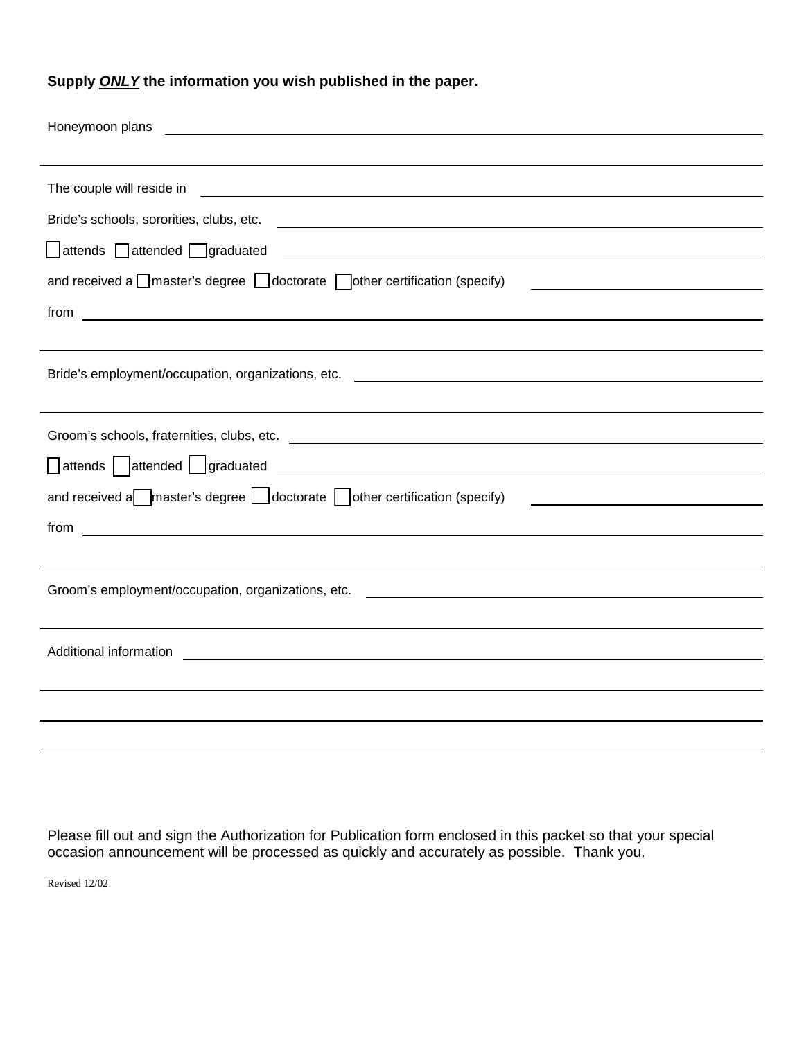**Supply *ONLY* the information you wish published in the paper.**

Honeymoon plans \_\_\_\_\_\_\_\_\_\_\_\_\_\_\_\_\_\_\_\_\_\_\_\_\_\_\_\_\_\_\_\_\_\_\_\_\_\_\_\_

The couple will reside in \_\_\_\_\_\_\_\_\_\_\_\_\_\_\_\_\_\_\_\_\_\_\_\_\_\_\_\_\_\_\_\_\_\_\_\_\_\_\_\_

Bride's schools, sororities, clubs, etc. \_\_\_\_\_\_\_\_\_\_\_\_\_\_\_\_\_\_\_\_\_\_\_\_\_\_\_\_\_\_\_\_\_\_\_\_\_\_\_\_

☐ attends ☐ attended ☐ graduated \_\_\_\_\_\_\_\_\_\_\_\_\_\_\_\_\_\_\_\_\_\_\_\_\_\_\_\_\_\_\_\_\_\_\_\_\_\_\_\_

and received a ☐ master's degree ☐ doctorate ☐ other certification (specify) \_\_\_\_\_\_\_\_\_\_\_\_\_\_\_\_\_\_\_\_

from \_\_\_\_\_\_\_\_\_\_\_\_\_\_\_\_\_\_\_\_\_\_\_\_\_\_\_\_\_\_\_\_\_\_\_\_\_\_\_\_

Bride's employment/occupation, organizations, etc. \_\_\_\_\_\_\_\_\_\_\_\_\_\_\_\_\_\_\_\_\_\_\_\_\_\_\_\_\_\_\_\_\_\_\_\_\_\_\_\_

Groom's schools, fraternities, clubs, etc. \_\_\_\_\_\_\_\_\_\_\_\_\_\_\_\_\_\_\_\_\_\_\_\_\_\_\_\_\_\_\_\_\_\_\_\_\_\_\_\_

☐ attends ☐ attended ☐ graduated \_\_\_\_\_\_\_\_\_\_\_\_\_\_\_\_\_\_\_\_\_\_\_\_\_\_\_\_\_\_\_\_\_\_\_\_\_\_\_\_

and received a ☐ master's degree ☐ doctorate ☐ other certification (specify) \_\_\_\_\_\_\_\_\_\_\_\_\_\_\_\_\_\_\_\_

from \_\_\_\_\_\_\_\_\_\_\_\_\_\_\_\_\_\_\_\_\_\_\_\_\_\_\_\_\_\_\_\_\_\_\_\_\_\_\_\_

Groom's employment/occupation, organizations, etc. \_\_\_\_\_\_\_\_\_\_\_\_\_\_\_\_\_\_\_\_\_\_\_\_\_\_\_\_\_\_\_\_\_\_\_\_\_\_\_\_

Additional information \_\_\_\_\_\_\_\_\_\_\_\_\_\_\_\_\_\_\_\_\_\_\_\_\_\_\_\_\_\_\_\_\_\_\_\_\_\_\_\_

Please fill out and sign the Authorization for Publication form enclosed in this packet so that your special occasion announcement will be processed as quickly and accurately as possible. Thank you.

Revised 12/02